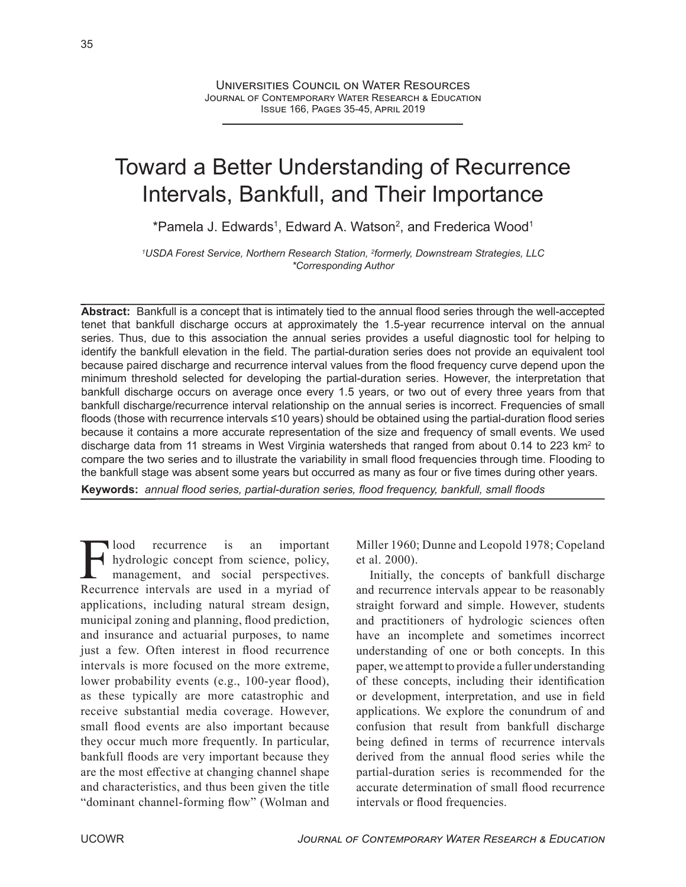# Toward a Better Understanding of Recurrence Intervals, Bankfull, and Their Importance

*Pamela J. Edwards[1], Edward A. Watson[2], and Frederica Wood[1]

*[1]USDA Forest Service, Northern Research Station, [2]formerly, Downstream Strategies, LLC*
**Corresponding Author*

**Abstract:** Bankfull is a concept that is intimately tied to the annual flood series through the well-accepted tenet that bankfull discharge occurs at approximately the 1.5-year recurrence interval on the annual series. Thus, due to this association the annual series provides a useful diagnostic tool for helping to identify the bankfull elevation in the field. The partial-duration series does not provide an equivalent tool because paired discharge and recurrence interval values from the flood frequency curve depend upon the minimum threshold selected for developing the partial-duration series. However, the interpretation that bankfull discharge occurs on average once every 1.5 years, or two out of every three years from that bankfull discharge/recurrence interval relationship on the annual series is incorrect. Frequencies of small floods (those with recurrence intervals ≤10 years) should be obtained using the partial-duration flood series because it contains a more accurate representation of the size and frequency of small events. We used discharge data from 11 streams in West Virginia watersheds that ranged from about 0.14 to 223 km$^2$ to compare the two series and to illustrate the variability in small flood frequencies through time. Flooding to the bankfull stage was absent some years but occurred as many as four or five times during other years.

**Keywords:** *annual flood series, partial-duration series, flood frequency, bankfull, small floods*

Flood recurrence is an important hydrologic concept from science, policy, management, and social perspectives. Recurrence intervals are used in a myriad of applications, including natural stream design, municipal zoning and planning, flood prediction, and insurance and actuarial purposes, to name just a few. Often interest in flood recurrence intervals is more focused on the more extreme, lower probability events (e.g., 100-year flood), as these typically are more catastrophic and receive substantial media coverage. However, small flood events are also important because they occur much more frequently. In particular, bankfull floods are very important because they are the most effective at changing channel shape and characteristics, and thus been given the title "dominant channel-forming flow" (Wolman and Miller 1960; Dunne and Leopold 1978; Copeland et al. 2000).

Initially, the concepts of bankfull discharge and recurrence intervals appear to be reasonably straight forward and simple. However, students and practitioners of hydrologic sciences often have an incomplete and sometimes incorrect understanding of one or both concepts. In this paper, we attempt to provide a fuller understanding of these concepts, including their identification or development, interpretation, and use in field applications. We explore the conundrum of and confusion that result from bankfull discharge being defined in terms of recurrence intervals derived from the annual flood series while the partial-duration series is recommended for the accurate determination of small flood recurrence intervals or flood frequencies.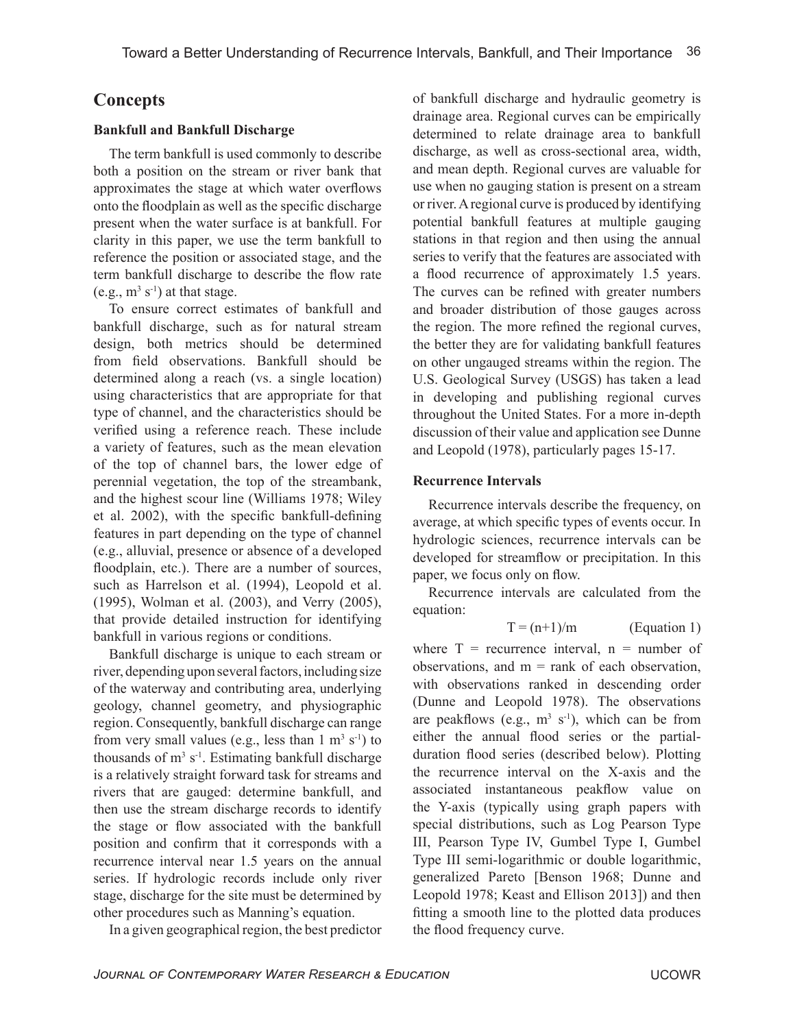## Concepts

### Bankfull and Bankfull Discharge

The term bankfull is used commonly to describe both a position on the stream or river bank that approximates the stage at which water overflows onto the floodplain as well as the specific discharge present when the water surface is at bankfull. For clarity in this paper, we use the term bankfull to reference the position or associated stage, and the term bankfull discharge to describe the flow rate (e.g., $m^3 s^{-1}$) at that stage.

To ensure correct estimates of bankfull and bankfull discharge, such as for natural stream design, both metrics should be determined from field observations. Bankfull should be determined along a reach (vs. a single location) using characteristics that are appropriate for that type of channel, and the characteristics should be verified using a reference reach. These include a variety of features, such as the mean elevation of the top of channel bars, the lower edge of perennial vegetation, the top of the streambank, and the highest scour line (Williams 1978; Wiley et al. 2002), with the specific bankfull-defining features in part depending on the type of channel (e.g., alluvial, presence or absence of a developed floodplain, etc.). There are a number of sources, such as Harrelson et al. (1994), Leopold et al. (1995), Wolman et al. (2003), and Verry (2005), that provide detailed instruction for identifying bankfull in various regions or conditions.

Bankfull discharge is unique to each stream or river, depending upon several factors, including size of the waterway and contributing area, underlying geology, channel geometry, and physiographic region. Consequently, bankfull discharge can range from very small values (e.g., less than 1 $m^3 s^{-1}$) to thousands of $m^3 s^{-1}$. Estimating bankfull discharge is a relatively straight forward task for streams and rivers that are gauged: determine bankfull, and then use the stream discharge records to identify the stage or flow associated with the bankfull position and confirm that it corresponds with a recurrence interval near 1.5 years on the annual series. If hydrologic records include only river stage, discharge for the site must be determined by other procedures such as Manning's equation.

In a given geographical region, the best predictor of bankfull discharge and hydraulic geometry is drainage area. Regional curves can be empirically determined to relate drainage area to bankfull discharge, as well as cross-sectional area, width, and mean depth. Regional curves are valuable for use when no gauging station is present on a stream or river. A regional curve is produced by identifying potential bankfull features at multiple gauging stations in that region and then using the annual series to verify that the features are associated with a flood recurrence of approximately 1.5 years. The curves can be refined with greater numbers and broader distribution of those gauges across the region. The more refined the regional curves, the better they are for validating bankfull features on other ungauged streams within the region. The U.S. Geological Survey (USGS) has taken a lead in developing and publishing regional curves throughout the United States. For a more in-depth discussion of their value and application see Dunne and Leopold (1978), particularly pages 15-17.

### Recurrence Intervals

Recurrence intervals describe the frequency, on average, at which specific types of events occur. In hydrologic sciences, recurrence intervals can be developed for streamflow or precipitation. In this paper, we focus only on flow.

Recurrence intervals are calculated from the equation:

$$T = (n+1)/m \qquad \text{(Equation 1)}$$

where T = recurrence interval, n = number of observations, and m = rank of each observation, with observations ranked in descending order (Dunne and Leopold 1978). The observations are peakflows (e.g., $m^3 s^{-1}$), which can be from either the annual flood series or the partial-duration flood series (described below). Plotting the recurrence interval on the X-axis and the associated instantaneous peakflow value on the Y-axis (typically using graph papers with special distributions, such as Log Pearson Type III, Pearson Type IV, Gumbel Type I, Gumbel Type III semi-logarithmic or double logarithmic, generalized Pareto [Benson 1968; Dunne and Leopold 1978; Keast and Ellison 2013]) and then fitting a smooth line to the plotted data produces the flood frequency curve.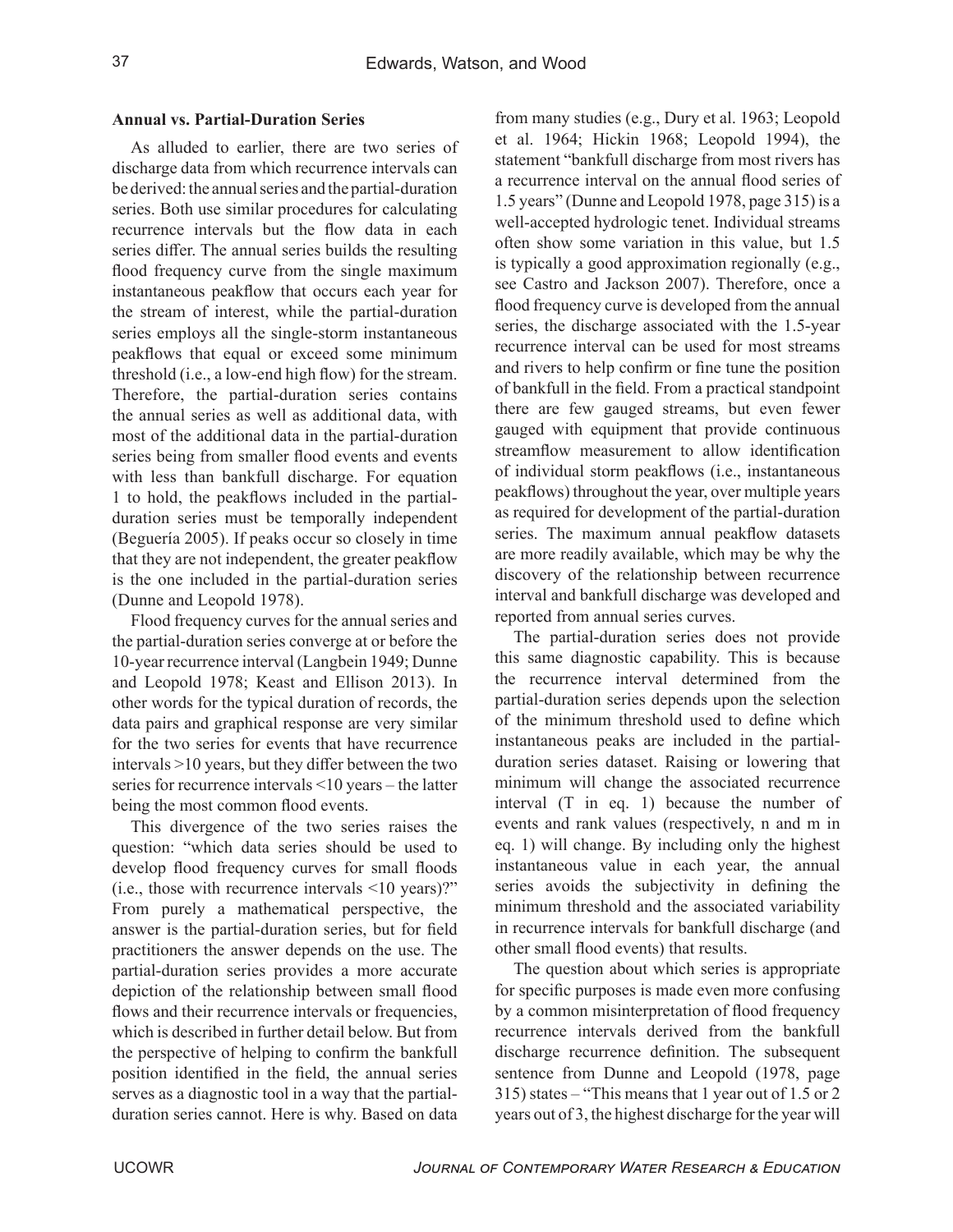### Annual vs. Partial-Duration Series

As alluded to earlier, there are two series of discharge data from which recurrence intervals can be derived: the annual series and the partial-duration series. Both use similar procedures for calculating recurrence intervals but the flow data in each series differ. The annual series builds the resulting flood frequency curve from the single maximum instantaneous peakflow that occurs each year for the stream of interest, while the partial-duration series employs all the single-storm instantaneous peakflows that equal or exceed some minimum threshold (i.e., a low-end high flow) for the stream. Therefore, the partial-duration series contains the annual series as well as additional data, with most of the additional data in the partial-duration series being from smaller flood events and events with less than bankfull discharge. For equation 1 to hold, the peakflows included in the partial-duration series must be temporally independent (Beguería 2005). If peaks occur so closely in time that they are not independent, the greater peakflow is the one included in the partial-duration series (Dunne and Leopold 1978).

Flood frequency curves for the annual series and the partial-duration series converge at or before the 10-year recurrence interval (Langbein 1949; Dunne and Leopold 1978; Keast and Ellison 2013). In other words for the typical duration of records, the data pairs and graphical response are very similar for the two series for events that have recurrence intervals >10 years, but they differ between the two series for recurrence intervals <10 years – the latter being the most common flood events.

This divergence of the two series raises the question: "which data series should be used to develop flood frequency curves for small floods (i.e., those with recurrence intervals <10 years)?" From purely a mathematical perspective, the answer is the partial-duration series, but for field practitioners the answer depends on the use. The partial-duration series provides a more accurate depiction of the relationship between small flood flows and their recurrence intervals or frequencies, which is described in further detail below. But from the perspective of helping to confirm the bankfull position identified in the field, the annual series serves as a diagnostic tool in a way that the partial-duration series cannot. Here is why. Based on data from many studies (e.g., Dury et al. 1963; Leopold et al. 1964; Hickin 1968; Leopold 1994), the statement "bankfull discharge from most rivers has a recurrence interval on the annual flood series of 1.5 years" (Dunne and Leopold 1978, page 315) is a well-accepted hydrologic tenet. Individual streams often show some variation in this value, but 1.5 is typically a good approximation regionally (e.g., see Castro and Jackson 2007). Therefore, once a flood frequency curve is developed from the annual series, the discharge associated with the 1.5-year recurrence interval can be used for most streams and rivers to help confirm or fine tune the position of bankfull in the field. From a practical standpoint there are few gauged streams, but even fewer gauged with equipment that provide continuous streamflow measurement to allow identification of individual storm peakflows (i.e., instantaneous peakflows) throughout the year, over multiple years as required for development of the partial-duration series. The maximum annual peakflow datasets are more readily available, which may be why the discovery of the relationship between recurrence interval and bankfull discharge was developed and reported from annual series curves.

The partial-duration series does not provide this same diagnostic capability. This is because the recurrence interval determined from the partial-duration series depends upon the selection of the minimum threshold used to define which instantaneous peaks are included in the partial-duration series dataset. Raising or lowering that minimum will change the associated recurrence interval (T in eq. 1) because the number of events and rank values (respectively, n and m in eq. 1) will change. By including only the highest instantaneous value in each year, the annual series avoids the subjectivity in defining the minimum threshold and the associated variability in recurrence intervals for bankfull discharge (and other small flood events) that results.

The question about which series is appropriate for specific purposes is made even more confusing by a common misinterpretation of flood frequency recurrence intervals derived from the bankfull discharge recurrence definition. The subsequent sentence from Dunne and Leopold (1978, page 315) states – "This means that 1 year out of 1.5 or 2 years out of 3, the highest discharge for the year will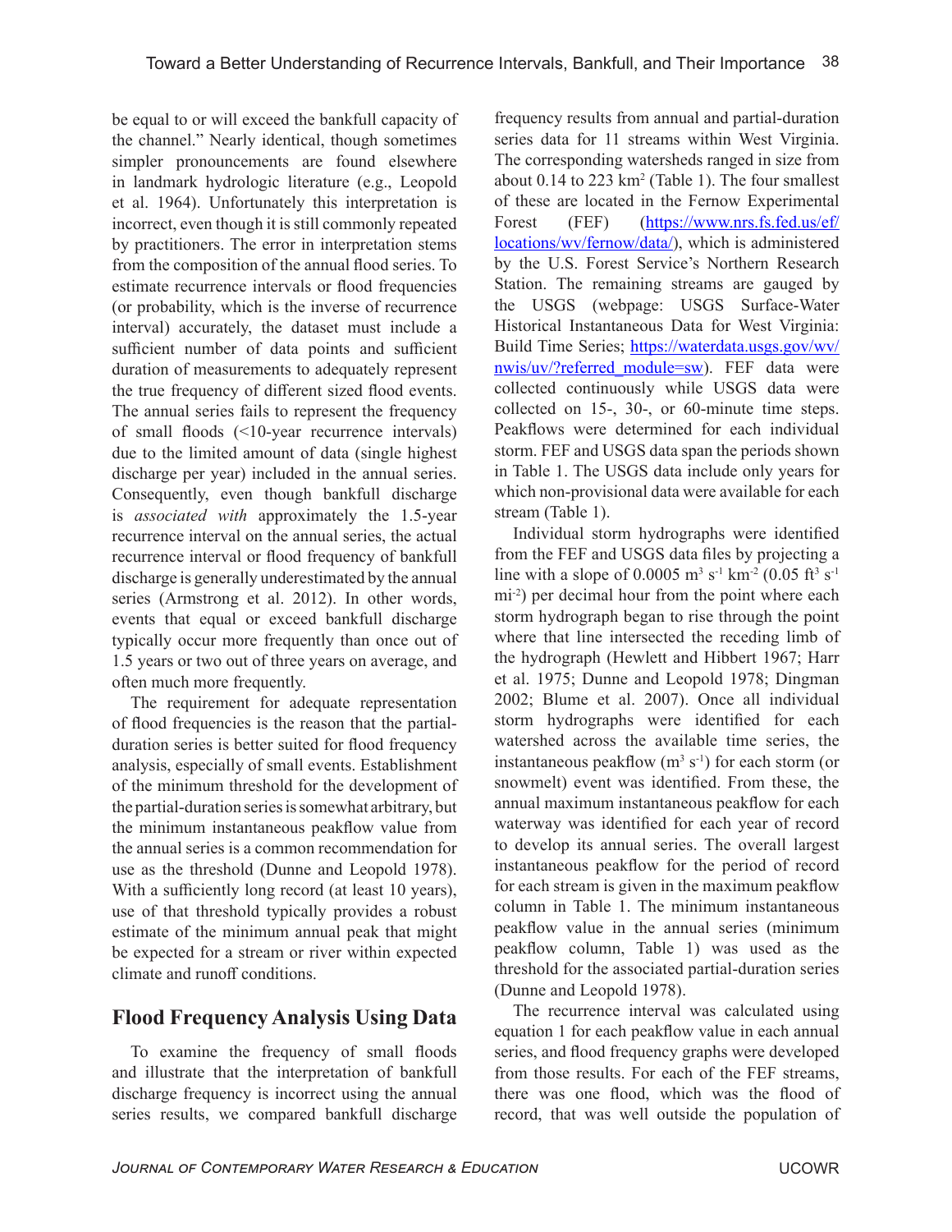be equal to or will exceed the bankfull capacity of the channel." Nearly identical, though sometimes simpler pronouncements are found elsewhere in landmark hydrologic literature (e.g., Leopold et al. 1964). Unfortunately this interpretation is incorrect, even though it is still commonly repeated by practitioners. The error in interpretation stems from the composition of the annual flood series. To estimate recurrence intervals or flood frequencies (or probability, which is the inverse of recurrence interval) accurately, the dataset must include a sufficient number of data points and sufficient duration of measurements to adequately represent the true frequency of different sized flood events. The annual series fails to represent the frequency of small floods (<10-year recurrence intervals) due to the limited amount of data (single highest discharge per year) included in the annual series. Consequently, even though bankfull discharge is *associated with* approximately the 1.5-year recurrence interval on the annual series, the actual recurrence interval or flood frequency of bankfull discharge is generally underestimated by the annual series (Armstrong et al. 2012). In other words, events that equal or exceed bankfull discharge typically occur more frequently than once out of 1.5 years or two out of three years on average, and often much more frequently.

The requirement for adequate representation of flood frequencies is the reason that the partial-duration series is better suited for flood frequency analysis, especially of small events. Establishment of the minimum threshold for the development of the partial-duration series is somewhat arbitrary, but the minimum instantaneous peakflow value from the annual series is a common recommendation for use as the threshold (Dunne and Leopold 1978). With a sufficiently long record (at least 10 years), use of that threshold typically provides a robust estimate of the minimum annual peak that might be expected for a stream or river within expected climate and runoff conditions.

## Flood Frequency Analysis Using Data

To examine the frequency of small floods and illustrate that the interpretation of bankfull discharge frequency is incorrect using the annual series results, we compared bankfull discharge frequency results from annual and partial-duration series data for 11 streams within West Virginia. The corresponding watersheds ranged in size from about 0.14 to 223 km$^2$ (Table 1). The four smallest of these are located in the Fernow Experimental Forest (FEF) (https://www.nrs.fs.fed.us/ef/locations/wv/fernow/data/), which is administered by the U.S. Forest Service's Northern Research Station. The remaining streams are gauged by the USGS (webpage: USGS Surface-Water Historical Instantaneous Data for West Virginia: Build Time Series; https://waterdata.usgs.gov/wv/nwis/uv/?referred_module=sw). FEF data were collected continuously while USGS data were collected on 15-, 30-, or 60-minute time steps. Peakflows were determined for each individual storm. FEF and USGS data span the periods shown in Table 1. The USGS data include only years for which non-provisional data were available for each stream (Table 1).

Individual storm hydrographs were identified from the FEF and USGS data files by projecting a line with a slope of 0.0005 m$^3$ s$^{-1}$ km$^{-2}$ (0.05 ft$^3$ s$^{-1}$ mi$^{-2}$) per decimal hour from the point where each storm hydrograph began to rise through the point where that line intersected the receding limb of the hydrograph (Hewlett and Hibbert 1967; Harr et al. 1975; Dunne and Leopold 1978; Dingman 2002; Blume et al. 2007). Once all individual storm hydrographs were identified for each watershed across the available time series, the instantaneous peakflow (m$^3$ s$^{-1}$) for each storm (or snowmelt) event was identified. From these, the annual maximum instantaneous peakflow for each waterway was identified for each year of record to develop its annual series. The overall largest instantaneous peakflow for the period of record for each stream is given in the maximum peakflow column in Table 1. The minimum instantaneous peakflow value in the annual series (minimum peakflow column, Table 1) was used as the threshold for the associated partial-duration series (Dunne and Leopold 1978).

The recurrence interval was calculated using equation 1 for each peakflow value in each annual series, and flood frequency graphs were developed from those results. For each of the FEF streams, there was one flood, which was the flood of record, that was well outside the population of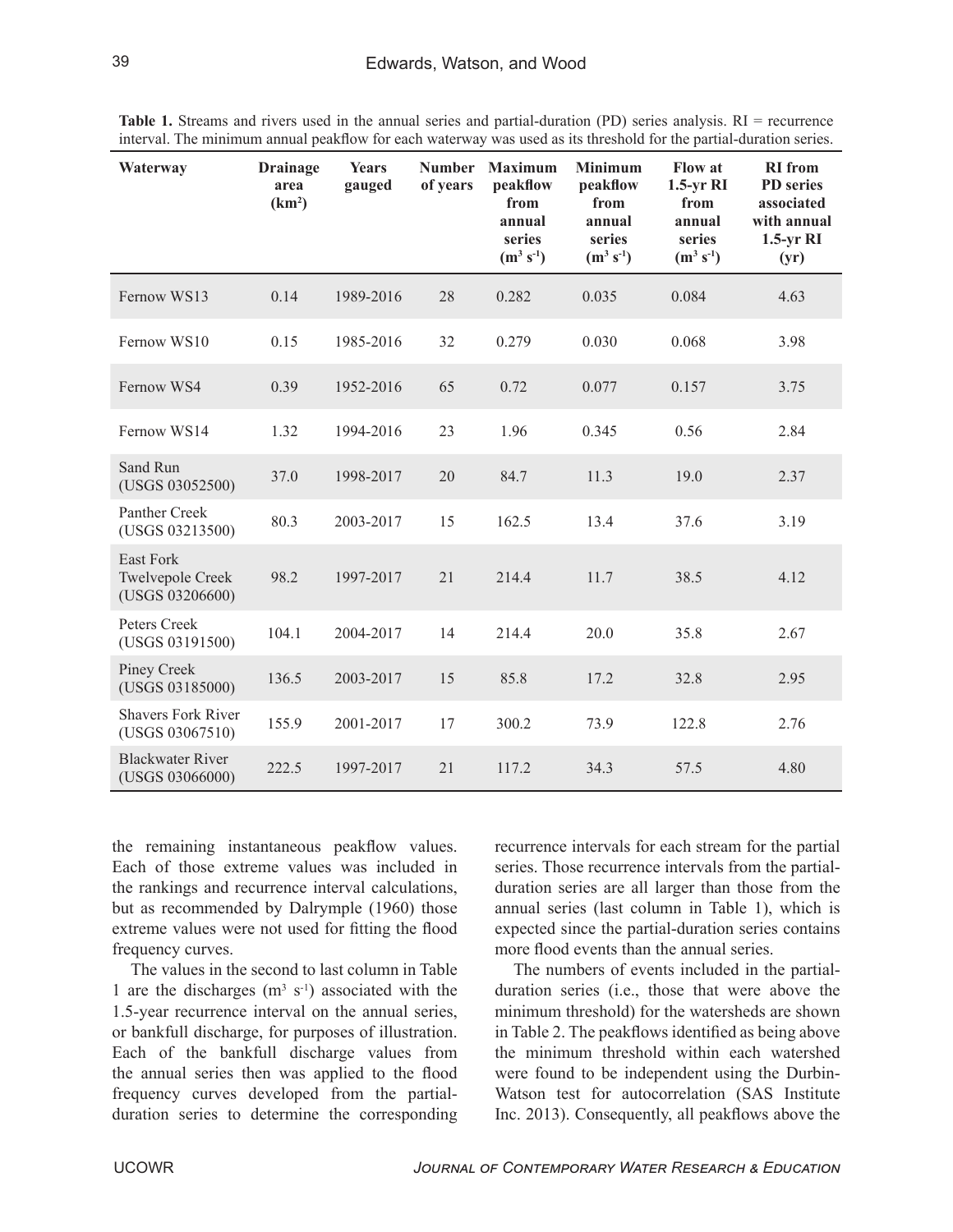**Table 1.** Streams and rivers used in the annual series and partial-duration (PD) series analysis. RI = recurrence interval. The minimum annual peakflow for each waterway was used as its threshold for the partial-duration series.

| Waterway | Drainage area ($km^2$) | Years gauged | Number of years | Maximum peakflow from annual series ($m^3 s^{-1}$) | Minimum peakflow from annual series ($m^3 s^{-1}$) | Flow at 1.5-yr RI from annual series ($m^3 s^{-1}$) | RI from PD series associated with annual 1.5-yr RI (yr) |
|---|---|---|---|---|---|---|---|
| Fernow WS13 | 0.14 | 1989-2016 | 28 | 0.282 | 0.035 | 0.084 | 4.63 |
| Fernow WS10 | 0.15 | 1985-2016 | 32 | 0.279 | 0.030 | 0.068 | 3.98 |
| Fernow WS4 | 0.39 | 1952-2016 | 65 | 0.72 | 0.077 | 0.157 | 3.75 |
| Fernow WS14 | 1.32 | 1994-2016 | 23 | 1.96 | 0.345 | 0.56 | 2.84 |
| Sand Run (USGS 03052500) | 37.0 | 1998-2017 | 20 | 84.7 | 11.3 | 19.0 | 2.37 |
| Panther Creek (USGS 03213500) | 80.3 | 2003-2017 | 15 | 162.5 | 13.4 | 37.6 | 3.19 |
| East Fork Twelvepole Creek (USGS 03206600) | 98.2 | 1997-2017 | 21 | 214.4 | 11.7 | 38.5 | 4.12 |
| Peters Creek (USGS 03191500) | 104.1 | 2004-2017 | 14 | 214.4 | 20.0 | 35.8 | 2.67 |
| Piney Creek (USGS 03185000) | 136.5 | 2003-2017 | 15 | 85.8 | 17.2 | 32.8 | 2.95 |
| Shavers Fork River (USGS 03067510) | 155.9 | 2001-2017 | 17 | 300.2 | 73.9 | 122.8 | 2.76 |
| Blackwater River (USGS 03066000) | 222.5 | 1997-2017 | 21 | 117.2 | 34.3 | 57.5 | 4.80 |

the remaining instantaneous peakflow values. Each of those extreme values was included in the rankings and recurrence interval calculations, but as recommended by Dalrymple (1960) those extreme values were not used for fitting the flood frequency curves.

The values in the second to last column in Table 1 are the discharges ($m^3 s^{-1}$) associated with the 1.5-year recurrence interval on the annual series, or bankfull discharge, for purposes of illustration. Each of the bankfull discharge values from the annual series then was applied to the flood frequency curves developed from the partial-duration series to determine the corresponding recurrence intervals for each stream for the partial series. Those recurrence intervals from the partial-duration series are all larger than those from the annual series (last column in Table 1), which is expected since the partial-duration series contains more flood events than the annual series.

The numbers of events included in the partial-duration series (i.e., those that were above the minimum threshold) for the watersheds are shown in Table 2. The peakflows identified as being above the minimum threshold within each watershed were found to be independent using the Durbin-Watson test for autocorrelation (SAS Institute Inc. 2013). Consequently, all peakflows above the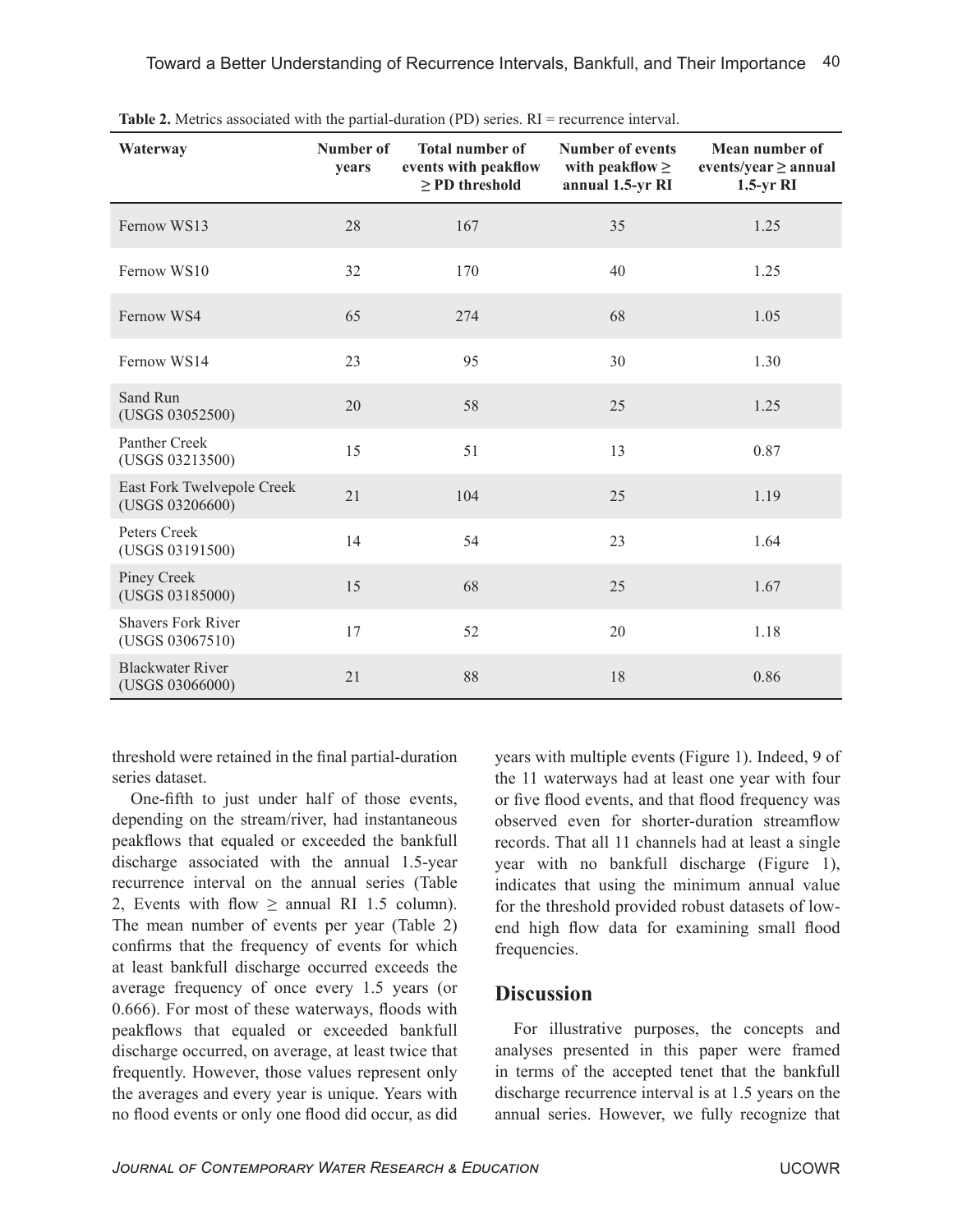**Table 2.** Metrics associated with the partial-duration (PD) series. RI = recurrence interval.

| Waterway | Number of years | Total number of events with peakflow ≥ PD threshold | Number of events with peakflow ≥ annual 1.5-yr RI | Mean number of events/year ≥ annual 1.5-yr RI |
|---|---|---|---|---|
| Fernow WS13 | 28 | 167 | 35 | 1.25 |
| Fernow WS10 | 32 | 170 | 40 | 1.25 |
| Fernow WS4 | 65 | 274 | 68 | 1.05 |
| Fernow WS14 | 23 | 95 | 30 | 1.30 |
| Sand Run (USGS 03052500) | 20 | 58 | 25 | 1.25 |
| Panther Creek (USGS 03213500) | 15 | 51 | 13 | 0.87 |
| East Fork Twelvepole Creek (USGS 03206600) | 21 | 104 | 25 | 1.19 |
| Peters Creek (USGS 03191500) | 14 | 54 | 23 | 1.64 |
| Piney Creek (USGS 03185000) | 15 | 68 | 25 | 1.67 |
| Shavers Fork River (USGS 03067510) | 17 | 52 | 20 | 1.18 |
| Blackwater River (USGS 03066000) | 21 | 88 | 18 | 0.86 |

threshold were retained in the final partial-duration series dataset.

One-fifth to just under half of those events, depending on the stream/river, had instantaneous peakflows that equaled or exceeded the bankfull discharge associated with the annual 1.5-year recurrence interval on the annual series (Table 2, Events with flow ≥ annual RI 1.5 column). The mean number of events per year (Table 2) confirms that the frequency of events for which at least bankfull discharge occurred exceeds the average frequency of once every 1.5 years (or 0.666). For most of these waterways, floods with peakflows that equaled or exceeded bankfull discharge occurred, on average, at least twice that frequently. However, those values represent only the averages and every year is unique. Years with no flood events or only one flood did occur, as did years with multiple events (Figure 1). Indeed, 9 of the 11 waterways had at least one year with four or five flood events, and that flood frequency was observed even for shorter-duration streamflow records. That all 11 channels had at least a single year with no bankfull discharge (Figure 1), indicates that using the minimum annual value for the threshold provided robust datasets of low-end high flow data for examining small flood frequencies.

## Discussion

For illustrative purposes, the concepts and analyses presented in this paper were framed in terms of the accepted tenet that the bankfull discharge recurrence interval is at 1.5 years on the annual series. However, we fully recognize that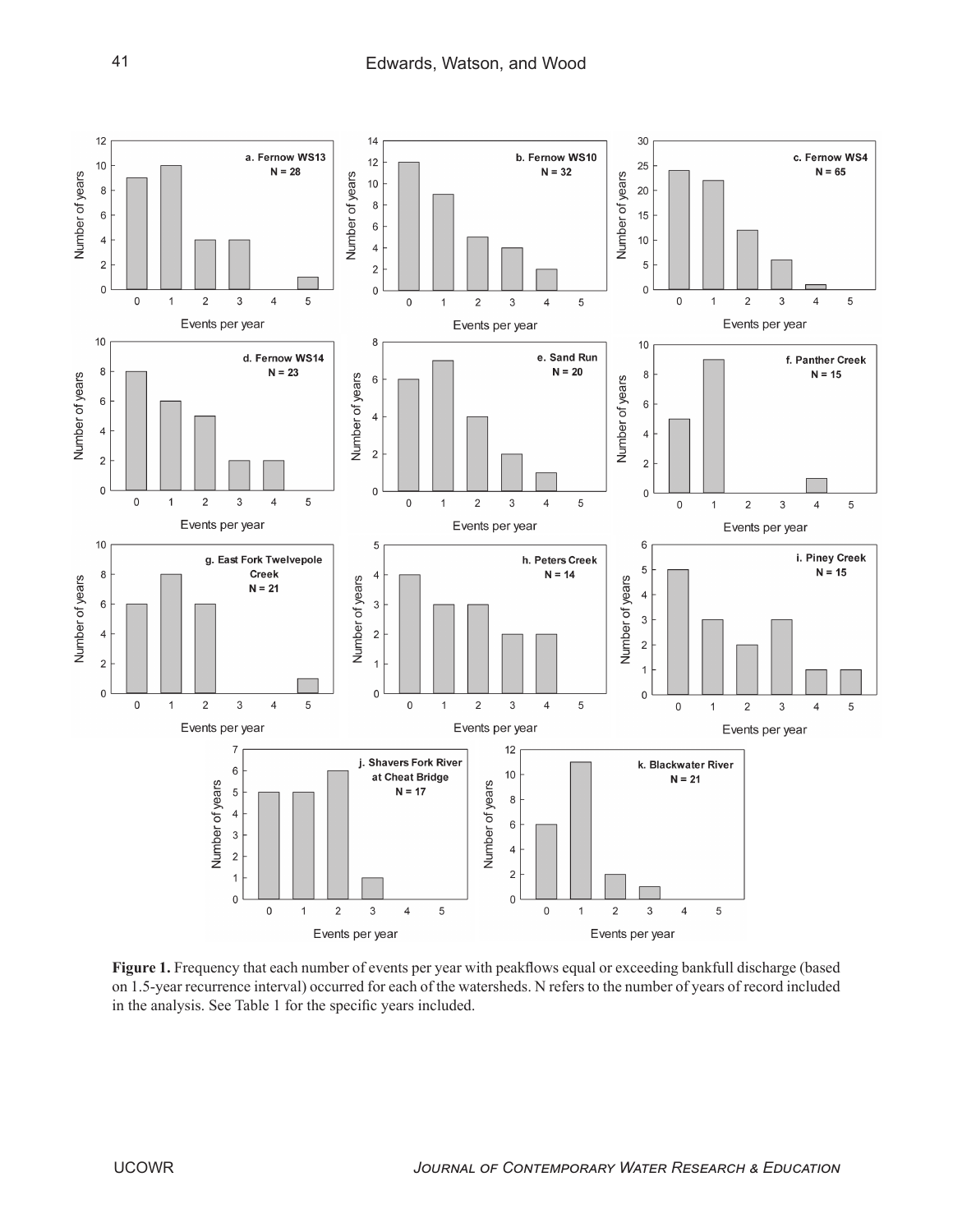**Figure 1.** Frequency that each number of events per year with peakflows equal or exceeding bankfull discharge (based on 1.5-year recurrence interval) occurred for each of the watersheds. N refers to the number of years of record included in the analysis. See Table 1 for the specific years included.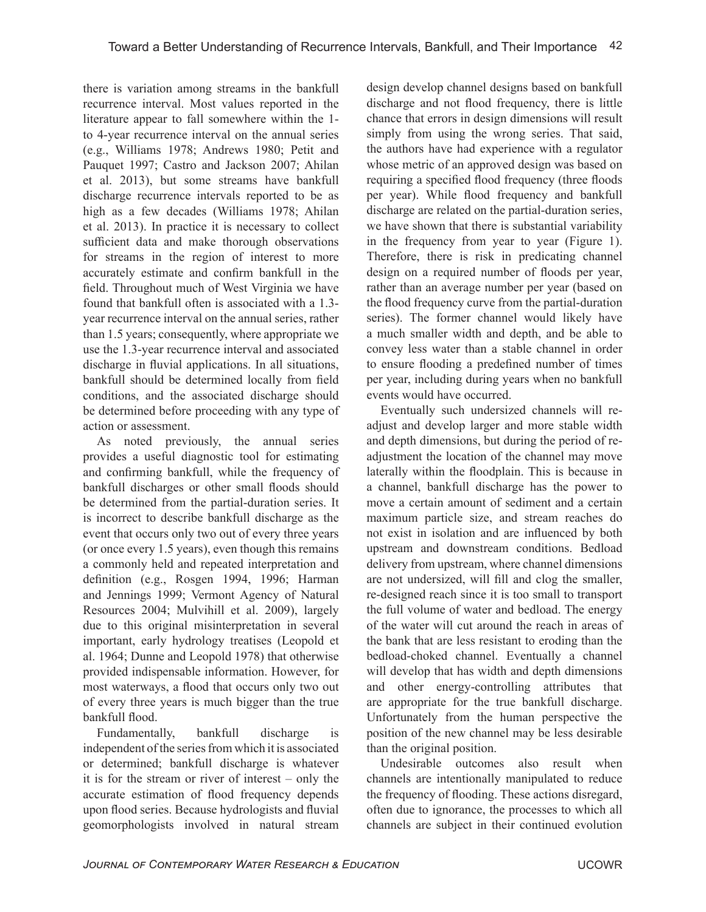there is variation among streams in the bankfull recurrence interval. Most values reported in the literature appear to fall somewhere within the 1- to 4-year recurrence interval on the annual series (e.g., Williams 1978; Andrews 1980; Petit and Pauquet 1997; Castro and Jackson 2007; Ahilan et al. 2013), but some streams have bankfull discharge recurrence intervals reported to be as high as a few decades (Williams 1978; Ahilan et al. 2013). In practice it is necessary to collect sufficient data and make thorough observations for streams in the region of interest to more accurately estimate and confirm bankfull in the field. Throughout much of West Virginia we have found that bankfull often is associated with a 1.3-year recurrence interval on the annual series, rather than 1.5 years; consequently, where appropriate we use the 1.3-year recurrence interval and associated discharge in fluvial applications. In all situations, bankfull should be determined locally from field conditions, and the associated discharge should be determined before proceeding with any type of action or assessment.

As noted previously, the annual series provides a useful diagnostic tool for estimating and confirming bankfull, while the frequency of bankfull discharges or other small floods should be determined from the partial-duration series. It is incorrect to describe bankfull discharge as the event that occurs only two out of every three years (or once every 1.5 years), even though this remains a commonly held and repeated interpretation and definition (e.g., Rosgen 1994, 1996; Harman and Jennings 1999; Vermont Agency of Natural Resources 2004; Mulvihill et al. 2009), largely due to this original misinterpretation in several important, early hydrology treatises (Leopold et al. 1964; Dunne and Leopold 1978) that otherwise provided indispensable information. However, for most waterways, a flood that occurs only two out of every three years is much bigger than the true bankfull flood.

Fundamentally, bankfull discharge is independent of the series from which it is associated or determined; bankfull discharge is whatever it is for the stream or river of interest – only the accurate estimation of flood frequency depends upon flood series. Because hydrologists and fluvial geomorphologists involved in natural stream design develop channel designs based on bankfull discharge and not flood frequency, there is little chance that errors in design dimensions will result simply from using the wrong series. That said, the authors have had experience with a regulator whose metric of an approved design was based on requiring a specified flood frequency (three floods per year). While flood frequency and bankfull discharge are related on the partial-duration series, we have shown that there is substantial variability in the frequency from year to year (Figure 1). Therefore, there is risk in predicating channel design on a required number of floods per year, rather than an average number per year (based on the flood frequency curve from the partial-duration series). The former channel would likely have a much smaller width and depth, and be able to convey less water than a stable channel in order to ensure flooding a predefined number of times per year, including during years when no bankfull events would have occurred.

Eventually such undersized channels will re-adjust and develop larger and more stable width and depth dimensions, but during the period of re-adjustment the location of the channel may move laterally within the floodplain. This is because in a channel, bankfull discharge has the power to move a certain amount of sediment and a certain maximum particle size, and stream reaches do not exist in isolation and are influenced by both upstream and downstream conditions. Bedload delivery from upstream, where channel dimensions are not undersized, will fill and clog the smaller, re-designed reach since it is too small to transport the full volume of water and bedload. The energy of the water will cut around the reach in areas of the bank that are less resistant to eroding than the bedload-choked channel. Eventually a channel will develop that has width and depth dimensions and other energy-controlling attributes that are appropriate for the true bankfull discharge. Unfortunately from the human perspective the position of the new channel may be less desirable than the original position.

Undesirable outcomes also result when channels are intentionally manipulated to reduce the frequency of flooding. These actions disregard, often due to ignorance, the processes to which all channels are subject in their continued evolution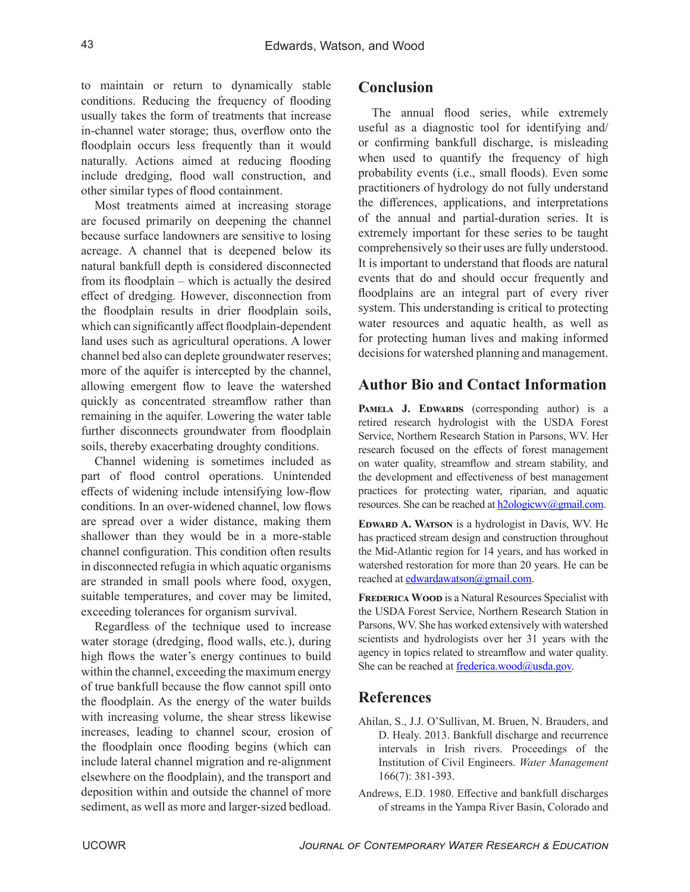to maintain or return to dynamically stable conditions. Reducing the frequency of flooding usually takes the form of treatments that increase in-channel water storage; thus, overflow onto the floodplain occurs less frequently than it would naturally. Actions aimed at reducing flooding include dredging, flood wall construction, and other similar types of flood containment.

Most treatments aimed at increasing storage are focused primarily on deepening the channel because surface landowners are sensitive to losing acreage. A channel that is deepened below its natural bankfull depth is considered disconnected from its floodplain – which is actually the desired effect of dredging. However, disconnection from the floodplain results in drier floodplain soils, which can significantly affect floodplain-dependent land uses such as agricultural operations. A lower channel bed also can deplete groundwater reserves; more of the aquifer is intercepted by the channel, allowing emergent flow to leave the watershed quickly as concentrated streamflow rather than remaining in the aquifer. Lowering the water table further disconnects groundwater from floodplain soils, thereby exacerbating droughty conditions.

Channel widening is sometimes included as part of flood control operations. Unintended effects of widening include intensifying low-flow conditions. In an over-widened channel, low flows are spread over a wider distance, making them shallower than they would be in a more-stable channel configuration. This condition often results in disconnected refugia in which aquatic organisms are stranded in small pools where food, oxygen, suitable temperatures, and cover may be limited, exceeding tolerances for organism survival.

Regardless of the technique used to increase water storage (dredging, flood walls, etc.), during high flows the water's energy continues to build within the channel, exceeding the maximum energy of true bankfull because the flow cannot spill onto the floodplain. As the energy of the water builds with increasing volume, the shear stress likewise increases, leading to channel scour, erosion of the floodplain once flooding begins (which can include lateral channel migration and re-alignment elsewhere on the floodplain), and the transport and deposition within and outside the channel of more sediment, as well as more and larger-sized bedload.

## Conclusion

The annual flood series, while extremely useful as a diagnostic tool for identifying and/or confirming bankfull discharge, is misleading when used to quantify the frequency of high probability events (i.e., small floods). Even some practitioners of hydrology do not fully understand the differences, applications, and interpretations of the annual and partial-duration series. It is extremely important for these series to be taught comprehensively so their uses are fully understood. It is important to understand that floods are natural events that do and should occur frequently and floodplains are an integral part of every river system. This understanding is critical to protecting water resources and aquatic health, as well as for protecting human lives and making informed decisions for watershed planning and management.

## Author Bio and Contact Information

**Pamela J. Edwards** (corresponding author) is a retired research hydrologist with the USDA Forest Service, Northern Research Station in Parsons, WV. Her research focused on the effects of forest management on water quality, streamflow and stream stability, and the development and effectiveness of best management practices for protecting water, riparian, and aquatic resources. She can be reached at h2ologicwv@gmail.com.

**Edward A. Watson** is a hydrologist in Davis, WV. He has practiced stream design and construction throughout the Mid-Atlantic region for 14 years, and has worked in watershed restoration for more than 20 years. He can be reached at edwardawatson@gmail.com.

**Frederica Wood** is a Natural Resources Specialist with the USDA Forest Service, Northern Research Station in Parsons, WV. She has worked extensively with watershed scientists and hydrologists over her 31 years with the agency in topics related to streamflow and water quality. She can be reached at frederica.wood@usda.gov.

## References

Ahilan, S., J.J. O'Sullivan, M. Bruen, N. Brauders, and D. Healy. 2013. Bankfull discharge and recurrence intervals in Irish rivers. Proceedings of the Institution of Civil Engineers. *Water Management* 166(7): 381-393.

Andrews, E.D. 1980. Effective and bankfull discharges of streams in the Yampa River Basin, Colorado and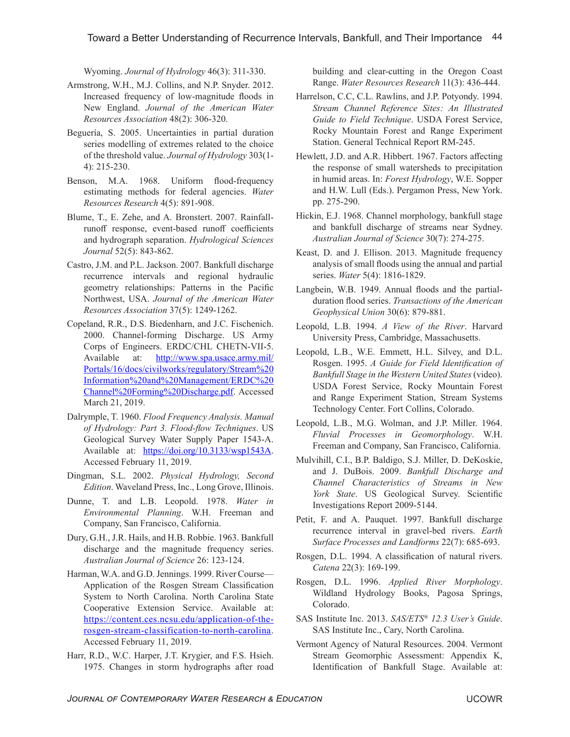Wyoming. *Journal of Hydrology* 46(3): 311-330.

Armstrong, W.H., M.J. Collins, and N.P. Snyder. 2012. Increased frequency of low-magnitude floods in New England. *Journal of the American Water Resources Association* 48(2): 306-320.

Beguería, S. 2005. Uncertainties in partial duration series modelling of extremes related to the choice of the threshold value. *Journal of Hydrology* 303(1-4): 215-230.

Benson, M.A. 1968. Uniform flood-frequency estimating methods for federal agencies. *Water Resources Research* 4(5): 891-908.

Blume, T., E. Zehe, and A. Bronstert. 2007. Rainfall-runoff response, event-based runoff coefficients and hydrograph separation. *Hydrological Sciences Journal* 52(5): 843-862.

Castro, J.M. and P.L. Jackson. 2007. Bankfull discharge recurrence intervals and regional hydraulic geometry relationships: Patterns in the Pacific Northwest, USA. *Journal of the American Water Resources Association* 37(5): 1249-1262.

Copeland, R.R., D.S. Biedenharn, and J.C. Fischenich. 2000. Channel-forming Discharge. US Army Corps of Engineers. ERDC/CHL CHETN-VII-5. Available at: [http://www.spa.usace.army.mil/Portals/16/docs/civilworks/regulatory/Stream%20Information%20and%20Management/ERDC%20Channel%20Forming%20Discharge.pdf](http://www.spa.usace.army.mil/Portals/16/docs/civilworks/regulatory/Stream%20Information%20and%20Management/ERDC%20Channel%20Forming%20Discharge.pdf). Accessed March 21, 2019.

Dalrymple, T. 1960. *Flood Frequency Analysis. Manual of Hydrology: Part 3. Flood-flow Techniques*. US Geological Survey Water Supply Paper 1543-A. Available at: [https://doi.org/10.3133/wsp1543A](https://doi.org/10.3133/wsp1543A). Accessed February 11, 2019.

Dingman, S.L. 2002. *Physical Hydrology, Second Edition*. Waveland Press, Inc., Long Grove, Illinois.

Dunne, T. and L.B. Leopold. 1978. *Water in Environmental Planning*. W.H. Freeman and Company, San Francisco, California.

Dury, G.H., J.R. Hails, and H.B. Robbie. 1963. Bankfull discharge and the magnitude frequency series. *Australian Journal of Science* 26: 123-124.

Harman, W.A. and G.D. Jennings. 1999. River Course—Application of the Rosgen Stream Classification System to North Carolina. North Carolina State Cooperative Extension Service. Available at: [https://content.ces.ncsu.edu/application-of-the-rosgen-stream-classification-to-north-carolina](https://content.ces.ncsu.edu/application-of-the-rosgen-stream-classification-to-north-carolina). Accessed February 11, 2019.

Harr, R.D., W.C. Harper, J.T. Krygier, and F.S. Hsieh. 1975. Changes in storm hydrographs after road building and clear-cutting in the Oregon Coast Range. *Water Resources Research* 11(3): 436-444.

Harrelson, C.C, C.L. Rawlins, and J.P. Potyondy. 1994. *Stream Channel Reference Sites: An Illustrated Guide to Field Technique*. USDA Forest Service, Rocky Mountain Forest and Range Experiment Station. General Technical Report RM-245.

Hewlett, J.D. and A.R. Hibbert. 1967. Factors affecting the response of small watersheds to precipitation in humid areas. In: *Forest Hydrology*, W.E. Sopper and H.W. Lull (Eds.). Pergamon Press, New York. pp. 275-290.

Hickin, E.J. 1968. Channel morphology, bankfull stage and bankfull discharge of streams near Sydney. *Australian Journal of Science* 30(7): 274-275.

Keast, D. and J. Ellison. 2013. Magnitude frequency analysis of small floods using the annual and partial series. *Water* 5(4): 1816-1829.

Langbein, W.B. 1949. Annual floods and the partial-duration flood series. *Transactions of the American Geophysical Union* 30(6): 879-881.

Leopold, L.B. 1994. *A View of the River*. Harvard University Press, Cambridge, Massachusetts.

Leopold, L.B., W.E. Emmett, H.L. Silvey, and D.L. Rosgen. 1995. *A Guide for Field Identification of Bankfull Stage in the Western United States* (video). USDA Forest Service, Rocky Mountain Forest and Range Experiment Station, Stream Systems Technology Center. Fort Collins, Colorado.

Leopold, L.B., M.G. Wolman, and J.P. Miller. 1964. *Fluvial Processes in Geomorphology*. W.H. Freeman and Company, San Francisco, California.

Mulvihill, C.I., B.P. Baldigo, S.J. Miller, D. DeKoskie, and J. DuBois. 2009. *Bankfull Discharge and Channel Characteristics of Streams in New York State*. US Geological Survey. Scientific Investigations Report 2009-5144.

Petit, F. and A. Pauquet. 1997. Bankfull discharge recurrence interval in gravel-bed rivers. *Earth Surface Processes and Landforms* 22(7): 685-693.

Rosgen, D.L. 1994. A classification of natural rivers. *Catena* 22(3): 169-199.

Rosgen, D.L. 1996. *Applied River Morphology*. Wildland Hydrology Books, Pagosa Springs, Colorado.

SAS Institute Inc. 2013. *SAS/ETS® 12.3 User's Guide*. SAS Institute Inc., Cary, North Carolina.

Vermont Agency of Natural Resources. 2004. Vermont Stream Geomorphic Assessment: Appendix K, Identification of Bankfull Stage. Available at: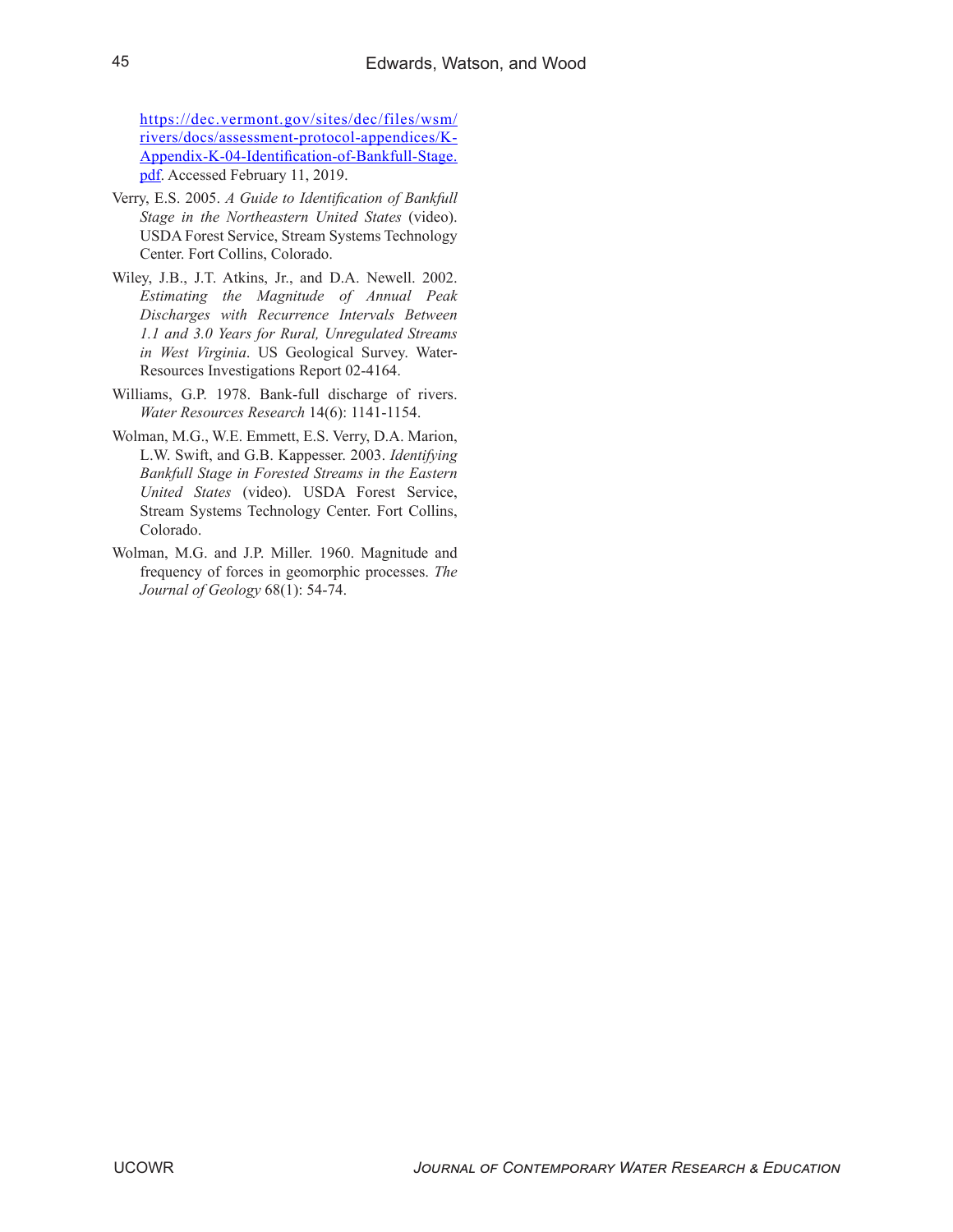https://dec.vermont.gov/sites/dec/files/wsm/rivers/docs/assessment-protocol-appendices/K-Appendix-K-04-Identification-of-Bankfull-Stage.pdf. Accessed February 11, 2019.

Verry, E.S. 2005. *A Guide to Identification of Bankfull Stage in the Northeastern United States* (video). USDA Forest Service, Stream Systems Technology Center. Fort Collins, Colorado.

Wiley, J.B., J.T. Atkins, Jr., and D.A. Newell. 2002. *Estimating the Magnitude of Annual Peak Discharges with Recurrence Intervals Between 1.1 and 3.0 Years for Rural, Unregulated Streams in West Virginia*. US Geological Survey. Water-Resources Investigations Report 02-4164.

Williams, G.P. 1978. Bank-full discharge of rivers. *Water Resources Research* 14(6): 1141-1154.

Wolman, M.G., W.E. Emmett, E.S. Verry, D.A. Marion, L.W. Swift, and G.B. Kappesser. 2003. *Identifying Bankfull Stage in Forested Streams in the Eastern United States* (video). USDA Forest Service, Stream Systems Technology Center. Fort Collins, Colorado.

Wolman, M.G. and J.P. Miller. 1960. Magnitude and frequency of forces in geomorphic processes. *The Journal of Geology* 68(1): 54-74.